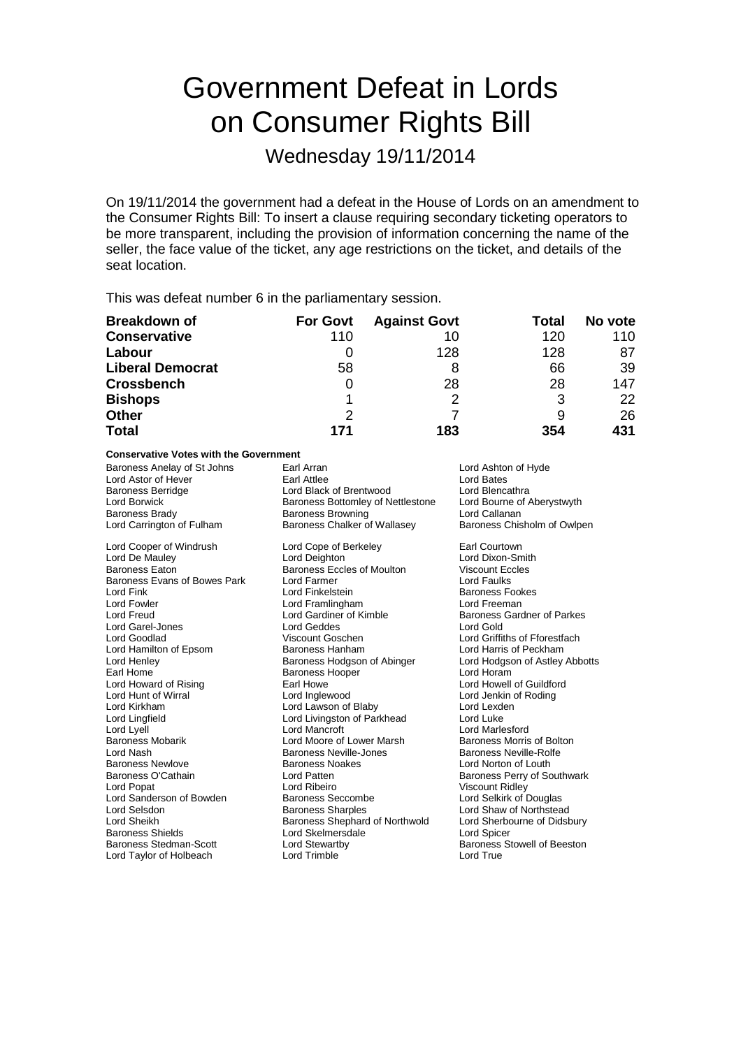# Government Defeat in Lords on Consumer Rights Bill

## Wednesday 19/11/2014

On 19/11/2014 the government had a defeat in the House of Lords on an amendment to the Consumer Rights Bill: To insert a clause requiring secondary ticketing operators to be more transparent, including the provision of information concerning the name of the seller, the face value of the ticket, any age restrictions on the ticket, and details of the seat location.

This was defeat number 6 in the parliamentary session.

| Breakdown of | For Govt | Against Govt | Total | No vote |
|---|---|---|---|---|
| **Conservative** | 110 | 10 | 120 | 110 |
| **Labour** | 0 | 128 | 128 | 87 |
| **Liberal Democrat** | 58 | 8 | 66 | 39 |
| **Crossbench** | 0 | 28 | 28 | 147 |
| **Bishops** | 1 | 2 | 3 | 22 |
| **Other** | 2 | 7 | 9 | 26 |
| **Total** | **171** | **183** | **354** | **431** |

**Conservative Votes with the Government**

Baroness Anelay of St Johns
Earl Arran
Lord Ashton of Hyde
Lord Astor of Hever
Earl Attlee
Lord Bates
Baroness Berridge
Lord Black of Brentwood
Lord Blencathra
Lord Borwick
Baroness Bottomley of Nettlestone
Lord Bourne of Aberystwyth
Baroness Brady
Baroness Browning
Lord Callanan
Lord Carrington of Fulham
Baroness Chalker of Wallasey
Baroness Chisholm of Owlpen
Lord Cooper of Windrush
Lord Cope of Berkeley
Earl Courtown
Lord De Mauley
Lord Deighton
Lord Dixon-Smith
Baroness Eaton
Baroness Eccles of Moulton
Viscount Eccles
Baroness Evans of Bowes Park
Lord Farmer
Lord Faulks
Lord Fink
Lord Finkelstein
Baroness Fookes
Lord Fowler
Lord Framlingham
Lord Freeman
Lord Freud
Lord Gardiner of Kimble
Baroness Gardner of Parkes
Lord Garel-Jones
Lord Geddes
Lord Gold
Lord Goodlad
Viscount Goschen
Lord Griffiths of Fforestfach
Lord Hamilton of Epsom
Baroness Hanham
Lord Harris of Peckham
Lord Henley
Baroness Hodgson of Abinger
Lord Hodgson of Astley Abbotts
Earl Home
Baroness Hooper
Lord Horam
Lord Howard of Rising
Earl Howe
Lord Howell of Guildford
Lord Hunt of Wirral
Lord Inglewood
Lord Jenkin of Roding
Lord Kirkham
Lord Lawson of Blaby
Lord Lexden
Lord Lingfield
Lord Livingston of Parkhead
Lord Luke
Lord Lyell
Lord Mancroft
Lord Marlesford
Baroness Mobarik
Lord Moore of Lower Marsh
Baroness Morris of Bolton
Lord Nash
Baroness Neville-Jones
Baroness Neville-Rolfe
Baroness Newlove
Baroness Noakes
Lord Norton of Louth
Baroness O'Cathain
Lord Patten
Baroness Perry of Southwark
Lord Popat
Lord Ribeiro
Viscount Ridley
Lord Sanderson of Bowden
Baroness Seccombe
Lord Selkirk of Douglas
Lord Selsdon
Baroness Sharples
Lord Shaw of Northstead
Lord Sheikh
Baroness Shephard of Northwold
Lord Sherbourne of Didsbury
Baroness Shields
Lord Skelmersdale
Lord Spicer
Baroness Stedman-Scott
Lord Stewartby
Baroness Stowell of Beeston
Lord Taylor of Holbeach
Lord Trimble
Lord True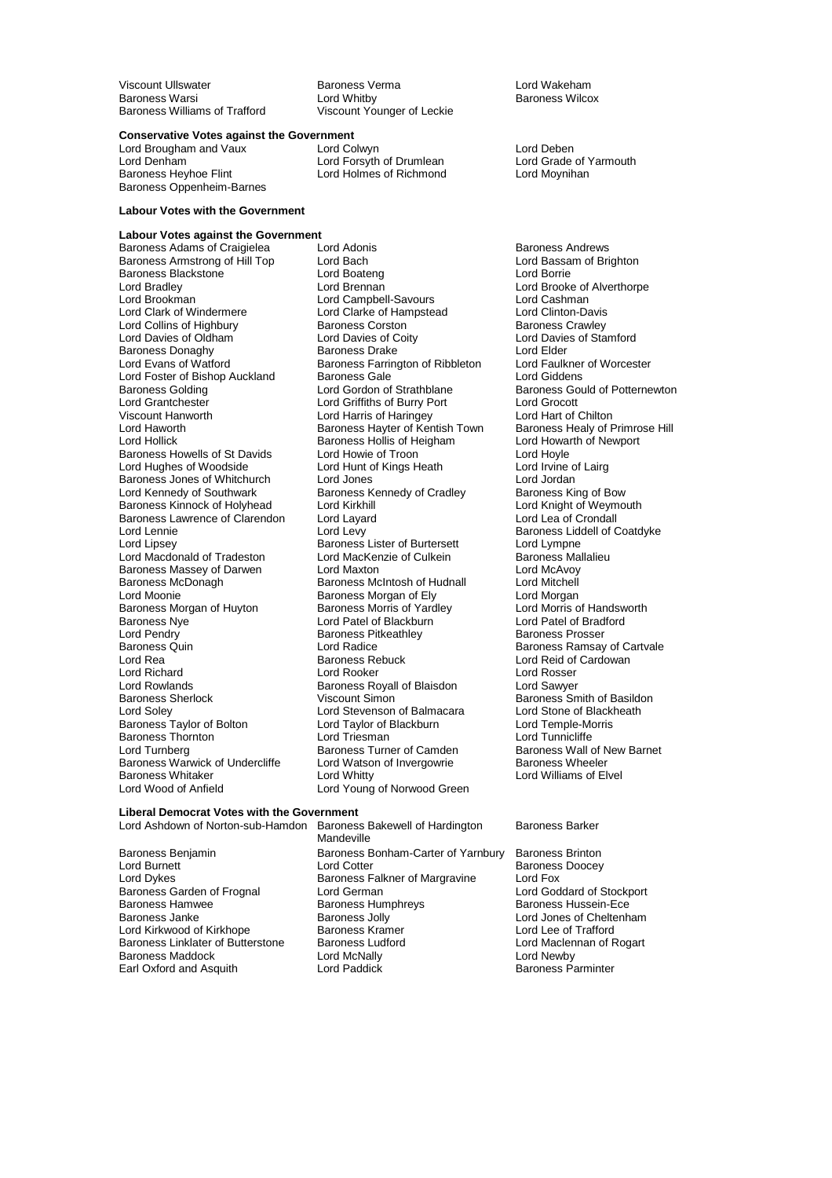Viscount Ullswater
Baroness Verma
Lord Wakeham
Baroness Warsi
Lord Whitby
Baroness Wilcox
Baroness Williams of Trafford
Viscount Younger of Leckie

**Conservative Votes against the Government**

Lord Brougham and Vaux
Lord Colwyn
Lord Deben
Lord Denham
Lord Forsyth of Drumlean
Lord Grade of Yarmouth
Baroness Heyhoe Flint
Lord Holmes of Richmond
Lord Moynihan
Baroness Oppenheim-Barnes

**Labour Votes with the Government**

**Labour Votes against the Government**

Baroness Adams of Craigielea
Lord Adonis
Baroness Andrews
Baroness Armstrong of Hill Top
Lord Bach
Lord Bassam of Brighton
Baroness Blackstone
Lord Boateng
Lord Borrie
Lord Bradley
Lord Brennan
Lord Brooke of Alverthorpe
Lord Brookman
Lord Campbell-Savours
Lord Cashman
Lord Clark of Windermere
Lord Clarke of Hampstead
Lord Clinton-Davis
Lord Collins of Highbury
Baroness Corston
Baroness Crawley
Lord Davies of Oldham
Lord Davies of Coity
Lord Davies of Stamford
Baroness Donaghy
Baroness Drake
Lord Elder
Lord Evans of Watford
Baroness Farrington of Ribbleton
Lord Faulkner of Worcester
Lord Foster of Bishop Auckland
Baroness Gale
Lord Giddens
Baroness Golding
Lord Gordon of Strathblane
Baroness Gould of Potternewton
Lord Grantchester
Lord Griffiths of Burry Port
Lord Grocott
Viscount Hanworth
Lord Harris of Haringey
Lord Hart of Chilton
Lord Haworth
Baroness Hayter of Kentish Town
Baroness Healy of Primrose Hill
Lord Hollick
Baroness Hollis of Heigham
Lord Howarth of Newport
Baroness Howells of St Davids
Lord Howie of Troon
Lord Hoyle
Lord Hughes of Woodside
Lord Hunt of Kings Heath
Lord Irvine of Lairg
Baroness Jones of Whitchurch
Lord Jones
Lord Jordan
Lord Kennedy of Southwark
Baroness Kennedy of Cradley
Baroness King of Bow
Baroness Kinnock of Holyhead
Lord Kirkhill
Lord Knight of Weymouth
Baroness Lawrence of Clarendon
Lord Layard
Lord Lea of Crondall
Lord Lennie
Lord Levy
Baroness Liddell of Coatdyke
Lord Lipsey
Baroness Lister of Burtersett
Lord Lympne
Lord Macdonald of Tradeston
Lord MacKenzie of Culkein
Baroness Mallalieu
Baroness Massey of Darwen
Lord Maxton
Lord McAvoy
Baroness McDonagh
Baroness McIntosh of Hudnall
Lord Mitchell
Lord Moonie
Baroness Morgan of Ely
Lord Morgan
Baroness Morgan of Huyton
Baroness Morris of Yardley
Lord Morris of Handsworth
Baroness Nye
Lord Patel of Blackburn
Lord Patel of Bradford
Lord Pendry
Baroness Pitkeathley
Baroness Prosser
Baroness Quin
Lord Radice
Baroness Ramsay of Cartvale
Lord Rea
Baroness Rebuck
Lord Reid of Cardowan
Lord Richard
Lord Rooker
Lord Rosser
Lord Rowlands
Baroness Royall of Blaisdon
Lord Sawyer
Baroness Sherlock
Viscount Simon
Baroness Smith of Basildon
Lord Soley
Lord Stevenson of Balmacara
Lord Stone of Blackheath
Baroness Taylor of Bolton
Lord Taylor of Blackburn
Lord Temple-Morris
Baroness Thornton
Lord Triesman
Lord Tunnicliffe
Lord Turnberg
Baroness Turner of Camden
Baroness Wall of New Barnet
Baroness Warwick of Undercliffe
Lord Watson of Invergowrie
Baroness Wheeler
Baroness Whitaker
Lord Whitty
Lord Williams of Elvel
Lord Wood of Anfield
Lord Young of Norwood Green

**Liberal Democrat Votes with the Government**

Lord Ashdown of Norton-sub-Hamdon
Baroness Bakewell of Hardington Mandeville
Baroness Barker
Baroness Benjamin
Baroness Bonham-Carter of Yarnbury
Baroness Brinton
Lord Burnett
Lord Cotter
Baroness Doocey
Lord Dykes
Baroness Falkner of Margravine
Lord Fox
Baroness Garden of Frognal
Lord German
Lord Goddard of Stockport
Baroness Hamwee
Baroness Humphreys
Baroness Hussein-Ece
Baroness Janke
Baroness Jolly
Lord Jones of Cheltenham
Lord Kirkwood of Kirkhope
Baroness Kramer
Lord Lee of Trafford
Baroness Linklater of Butterstone
Baroness Ludford
Lord Maclennan of Rogart
Baroness Maddock
Lord McNally
Lord Newby
Earl Oxford and Asquith
Lord Paddick
Baroness Parminter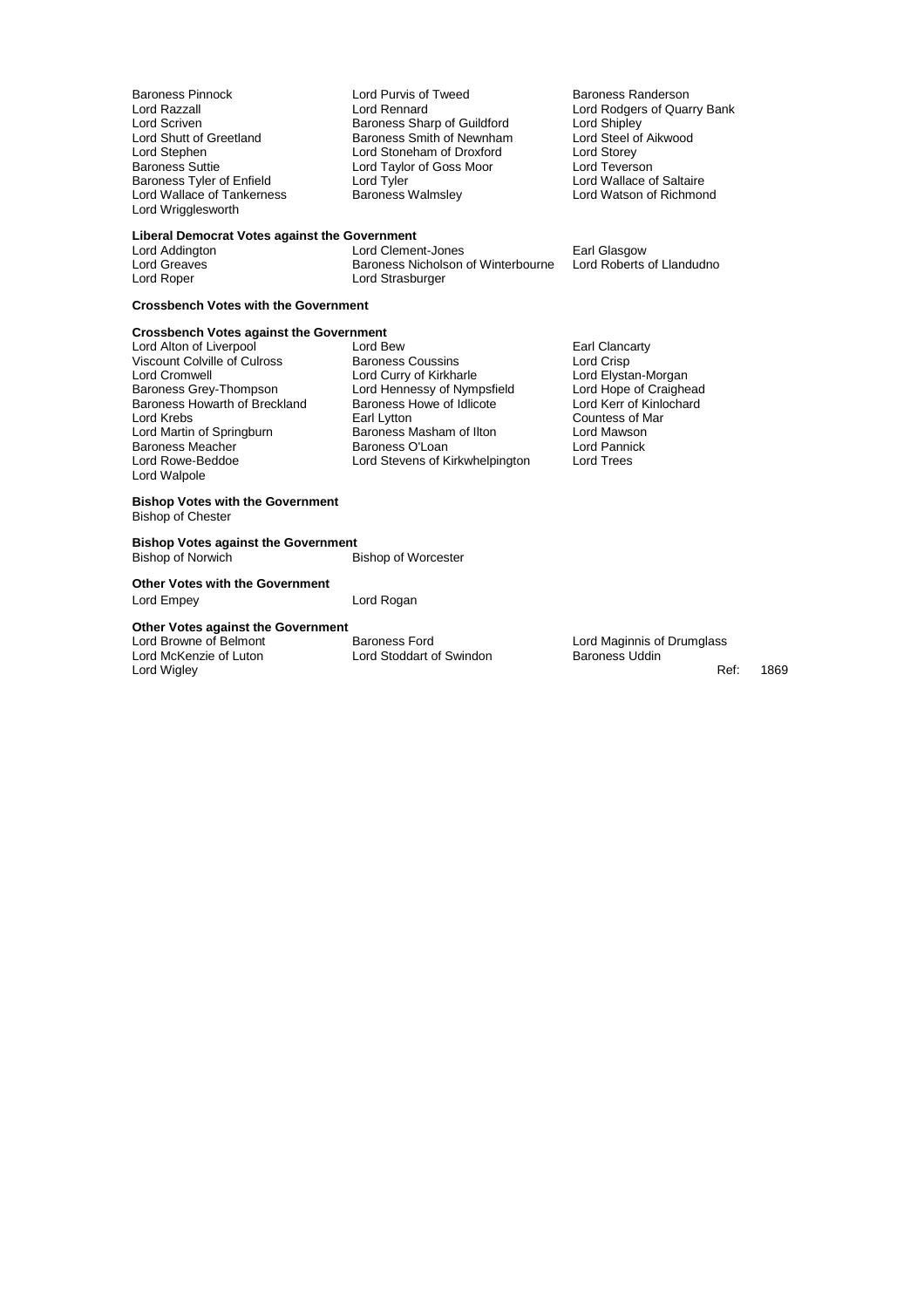Baroness Pinnock
Lord Purvis of Tweed
Baroness Randerson
Lord Razzall
Lord Rennard
Lord Rodgers of Quarry Bank
Lord Scriven
Baroness Sharp of Guildford
Lord Shipley
Lord Shutt of Greetland
Baroness Smith of Newnham
Lord Steel of Aikwood
Lord Stephen
Lord Stoneham of Droxford
Lord Storey
Baroness Suttie
Lord Taylor of Goss Moor
Lord Teverson
Baroness Tyler of Enfield
Lord Tyler
Lord Wallace of Saltaire
Lord Wallace of Tankerness
Baroness Walmsley
Lord Watson of Richmond
Lord Wrigglesworth

**Liberal Democrat Votes against the Government**

Lord Addington
Lord Clement-Jones
Earl Glasgow
Lord Greaves
Baroness Nicholson of Winterbourne
Lord Roberts of Llandudno
Lord Roper
Lord Strasburger

**Crossbench Votes with the Government**

**Crossbench Votes against the Government**

Lord Alton of Liverpool
Lord Bew
Earl Clancarty
Viscount Colville of Culross
Baroness Coussins
Lord Crisp
Lord Cromwell
Lord Curry of Kirkharle
Lord Elystan-Morgan
Baroness Grey-Thompson
Lord Hennessy of Nympsfield
Lord Hope of Craighead
Baroness Howarth of Breckland
Baroness Howe of Idlicote
Lord Kerr of Kinlochard
Lord Krebs
Earl Lytton
Countess of Mar
Lord Martin of Springburn
Baroness Masham of Ilton
Lord Mawson
Baroness Meacher
Baroness O'Loan
Lord Pannick
Lord Rowe-Beddoe
Lord Stevens of Kirkwhelpington
Lord Trees
Lord Walpole

**Bishop Votes with the Government**

Bishop of Chester

**Bishop Votes against the Government**

Bishop of Norwich
Bishop of Worcester

**Other Votes with the Government**

Lord Empey
Lord Rogan

**Other Votes against the Government**

Lord Browne of Belmont
Baroness Ford
Lord Maginnis of Drumglass
Lord McKenzie of Luton
Lord Stoddart of Swindon
Baroness Uddin
Lord Wigley

Ref: 1869